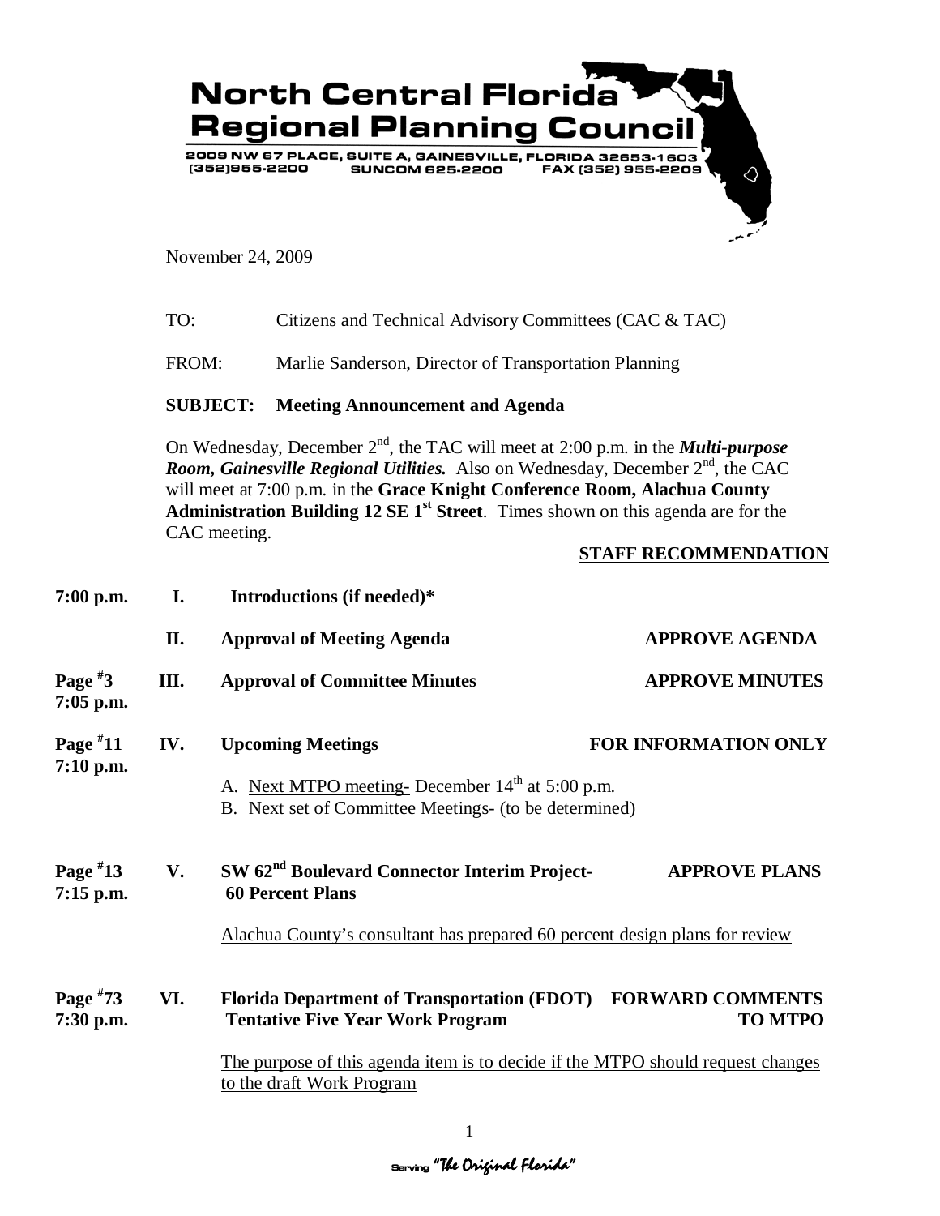# North Central Florida Regional Planning Council

2009 NW 67 PLACE, SUITE A, GAINESVILLE, FLORIDA 32653-1603
(352)955-2200 SUNCOM 625-2200 FAX (352) 955-2209

November 24, 2009

TO: Citizens and Technical Advisory Committees (CAC & TAC)

FROM: Marlie Sanderson, Director of Transportation Planning

**SUBJECT: Meeting Announcement and Agenda**

On Wednesday, December 2nd, the TAC will meet at 2:00 p.m. in the ***Multi-purpose Room, Gainesville Regional Utilities.*** Also on Wednesday, December 2nd, the CAC will meet at 7:00 p.m. in the **Grace Knight Conference Room, Alachua County Administration Building 12 SE 1st Street**. Times shown on this agenda are for the CAC meeting.

| | | | **STAFF RECOMMENDATION** |
|---|---|---|---|
| **7:00 p.m.** | **I.** | **Introductions (if needed)*** | |
| | **II.** | **Approval of Meeting Agenda** | **APPROVE AGENDA** |
| **Page #3 7:05 p.m.** | **III.** | **Approval of Committee Minutes** | **APPROVE MINUTES** |
| **Page #11 7:10 p.m.** | **IV.** | **Upcoming Meetings** | **FOR INFORMATION ONLY** |

A. Next MTPO meeting- December 14th at 5:00 p.m.
B. Next set of Committee Meetings- (to be determined)

| | | | |
|---|---|---|---|
| **Page #13 7:15 p.m.** | **V.** | **SW 62nd Boulevard Connector Interim Project- 60 Percent Plans** | **APPROVE PLANS** |

Alachua County's consultant has prepared 60 percent design plans for review

| | | | |
|---|---|---|---|
| **Page #73 7:30 p.m.** | **VI.** | **Florida Department of Transportation (FDOT) Tentative Five Year Work Program** | **FORWARD COMMENTS TO MTPO** |

The purpose of this agenda item is to decide if the MTPO should request changes to the draft Work Program

Serving *"The Original Florida"*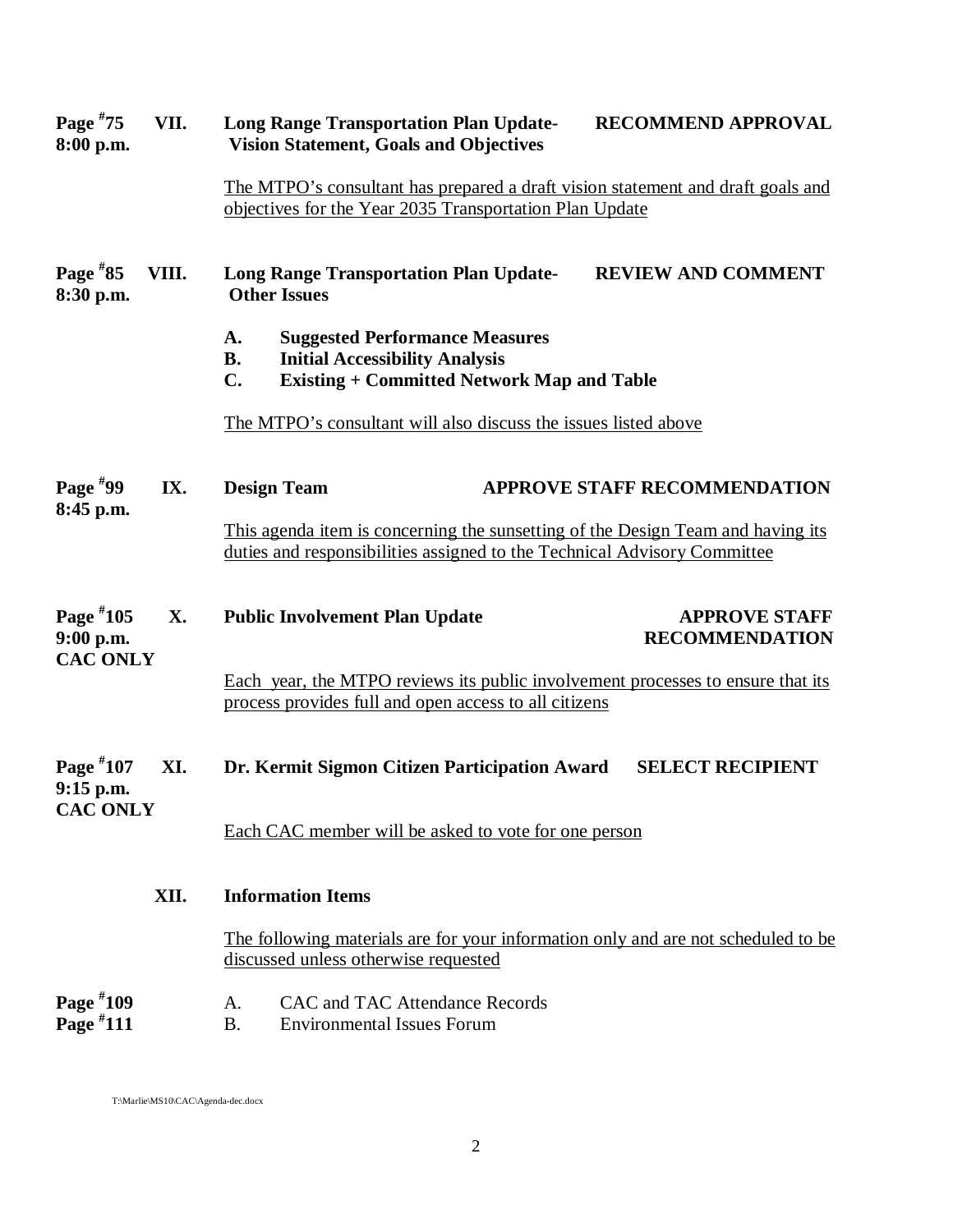**Page #75 8:00 p.m.** **VII. Long Range Transportation Plan Update- Vision Statement, Goals and Objectives** **RECOMMEND APPROVAL**

The MTPO's consultant has prepared a draft vision statement and draft goals and objectives for the Year 2035 Transportation Plan Update

**Page #85 8:30 p.m.** **VIII. Long Range Transportation Plan Update- Other Issues** **REVIEW AND COMMENT**

- **A. Suggested Performance Measures**
- **B. Initial Accessibility Analysis**
- **C. Existing + Committed Network Map and Table**

The MTPO's consultant will also discuss the issues listed above

**Page #99 8:45 p.m.** **IX. Design Team** **APPROVE STAFF RECOMMENDATION**

This agenda item is concerning the sunsetting of the Design Team and having its duties and responsibilities assigned to the Technical Advisory Committee

**Page #105 9:00 p.m. CAC ONLY** **X. Public Involvement Plan Update** **APPROVE STAFF RECOMMENDATION**

Each year, the MTPO reviews its public involvement processes to ensure that its process provides full and open access to all citizens

**Page #107 9:15 p.m. CAC ONLY** **XI. Dr. Kermit Sigmon Citizen Participation Award** **SELECT RECIPIENT**

Each CAC member will be asked to vote for one person

**XII. Information Items**

The following materials are for your information only and are not scheduled to be discussed unless otherwise requested

- **Page #109** A. CAC and TAC Attendance Records
- **Page #111** B. Environmental Issues Forum

T:\Marlie\MS10\CAC\Agenda-dec.docx